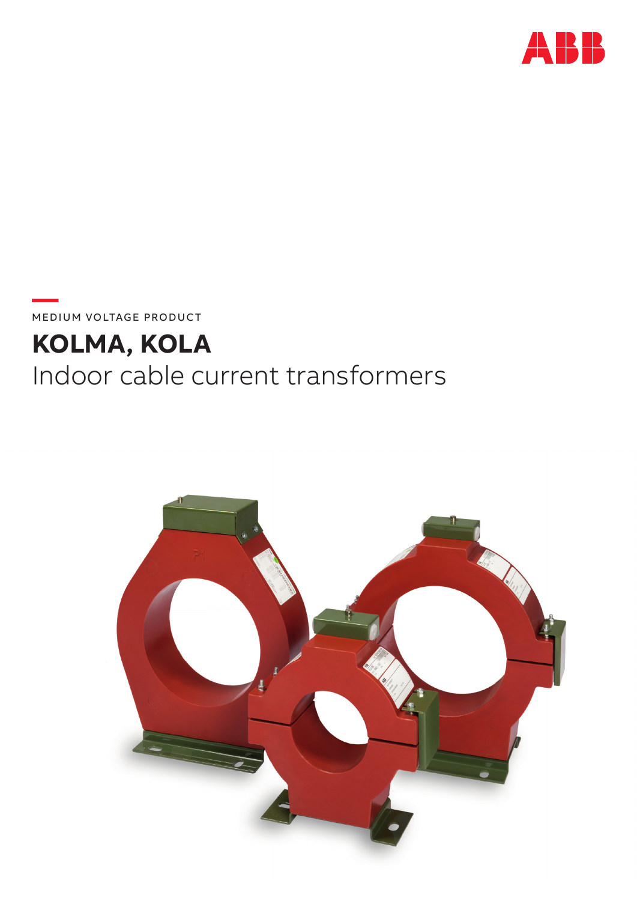MEDIUM VOLTAGE PRODUCT

# KOLMA, KOLA

Indoor cable current transformers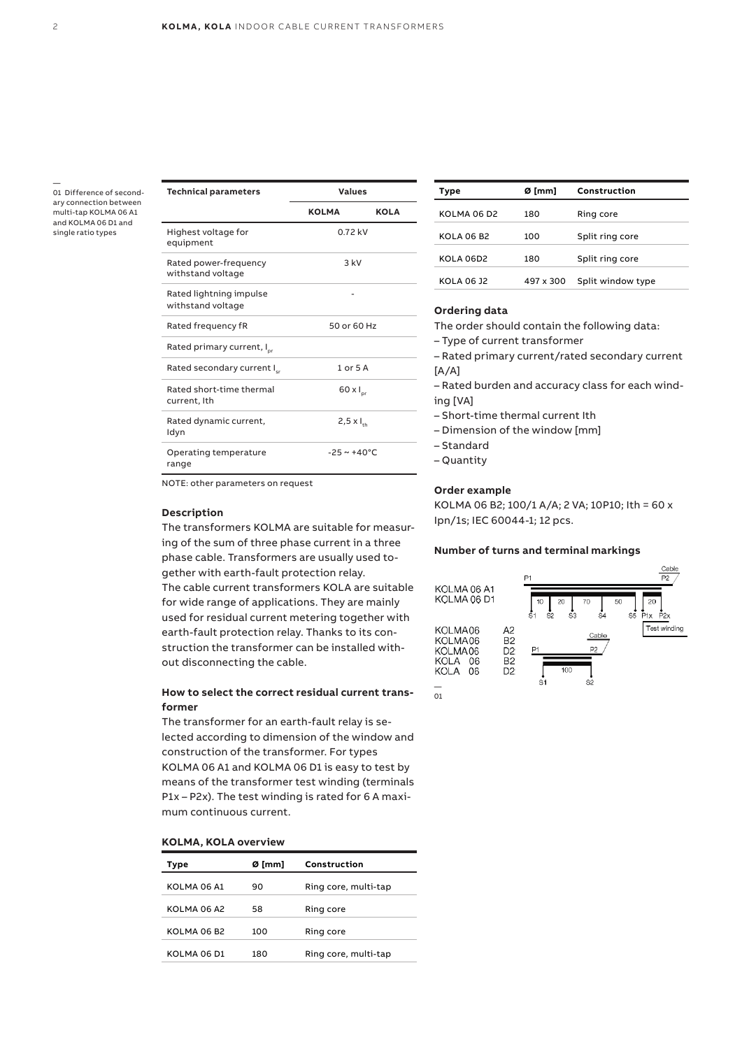| Technical parameters | Values | |
|---|---|---|
| | KOLMA | KOLA |
| Highest voltage for equipment | 0.72 kV | |
| Rated power-frequency withstand voltage | 3 kV | |
| Rated lightning impulse withstand voltage | - | |
| Rated frequency fR | 50 or 60 Hz | |
| Rated primary current, $I_{pr}$ | | |
| Rated secondary current $I_{sr}$ | 1 or 5 A | |
| Rated short-time thermal current, Ith | $60 \times I_{pr}$ | |
| Rated dynamic current, Idyn | $2{,}5 \times I_{th}$ | |
| Operating temperature range | -25 ~ +40°C | |

NOTE: other parameters on request

### Description

The transformers KOLMA are suitable for measuring of the sum of three phase current in a three phase cable. Transformers are usually used together with earth-fault protection relay.

The cable current transformers KOLA are suitable for wide range of applications. They are mainly used for residual current metering together with earth-fault protection relay. Thanks to its construction the transformer can be installed without disconnecting the cable.

### How to select the correct residual current transformer

The transformer for an earth-fault relay is selected according to dimension of the window and construction of the transformer. For types KOLMA 06 A1 and KOLMA 06 D1 is easy to test by means of the transformer test winding (terminals P1x – P2x). The test winding is rated for 6 A maximum continuous current.

### KOLMA, KOLA overview

| Type | Ø [mm] | Construction |
|---|---|---|
| KOLMA 06 A1 | 90 | Ring core, multi-tap |
| KOLMA 06 A2 | 58 | Ring core |
| KOLMA 06 B2 | 100 | Ring core |
| KOLMA 06 D1 | 180 | Ring core, multi-tap |
| KOLMA 06 D2 | 180 | Ring core |
| KOLA 06 B2 | 100 | Split ring core |
| KOLA 06D2 | 180 | Split ring core |
| KOLA 06 J2 | 497 x 300 | Split window type |

### Ordering data

The order should contain the following data:

- Type of current transformer
- Rated primary current/rated secondary current [A/A]
- Rated burden and accuracy class for each winding [VA]
- Short-time thermal current Ith
- Dimension of the window [mm]
- Standard
- Quantity

### Order example

KOLMA 06 B2; 100/1 A/A; 2 VA; 10P10; Ith = 60 x Ipn/1s; IEC 60044-1; 12 pcs.

### Number of turns and terminal markings

KOLMA 06 A1, KOLMA 06 D1: P1 – Cable – P2; S1 –10– S2 –20– S3 –70– S4 –50– S5; Test winding P1x –20– P2x

KOLMA06 A2, KOLMA06 B2, KOLMA06 D2, KOLA 06 B2, KOLA 06 D2: P1 – Cable – P2; S1 –100– S2

01 Difference of secondary connection between multi-tap KOLMA 06 A1 and KOLMA 06 D1 and single ratio types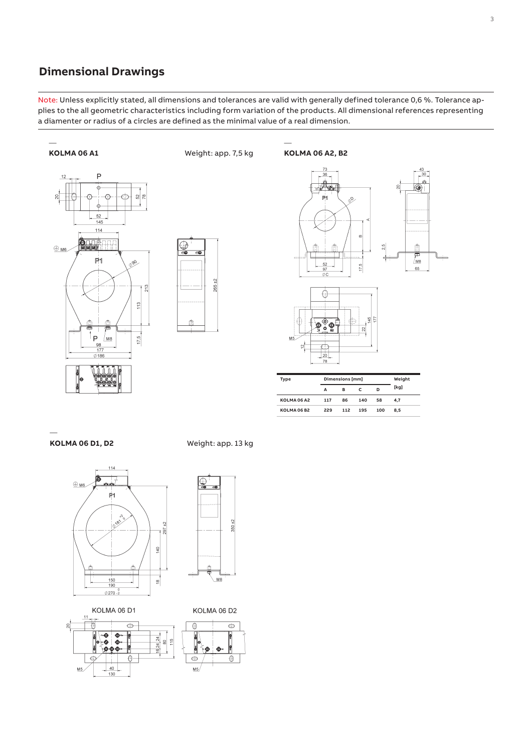## Dimensional Drawings

Note: Unless explicitly stated, all dimensions and tolerances are valid with generally defined tolerance 0,6 %. Tolerance applies to the all geometric characteristics including form variation of the products. All dimensional references representing a diamenter or radius of a circles are defined as the minimal value of a real dimension.

**KOLMA 06 A1**

Weight: app. 7,5 kg

**KOLMA 06 A2, B2**

| Type | Dimensions [mm] | | | | Weight [kg] |
|---|---|---|---|---|---|
| | A | B | C | D | |
| KOLMA 06 A2 | 117 | 86 | 140 | 58 | 4,7 |
| KOLMA 06 B2 | 229 | 112 | 195 | 100 | 8,5 |

**KOLMA 06 D1, D2**

Weight: app. 13 kg

KOLMA 06 D1

KOLMA 06 D2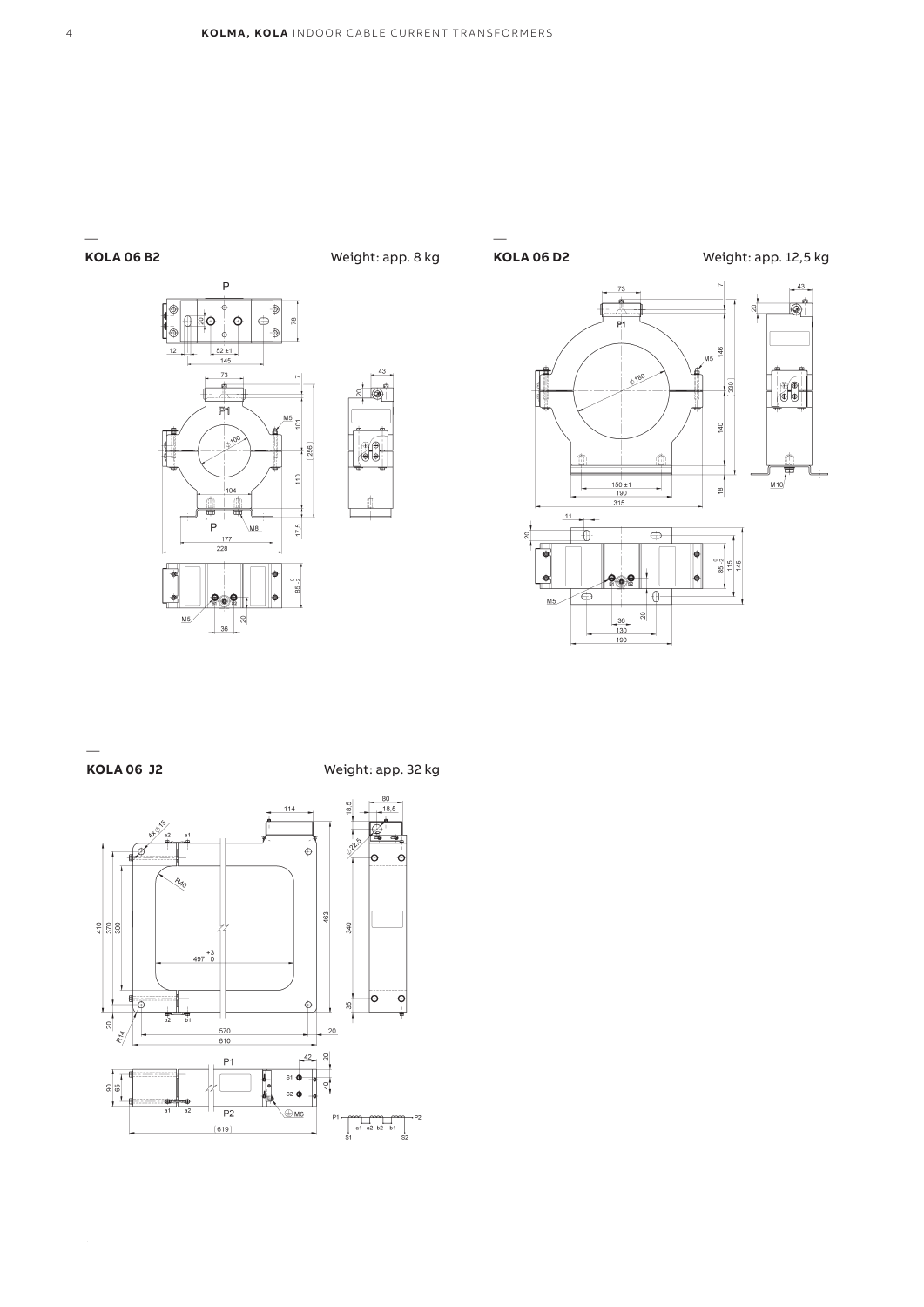## KOLA 06 B2

Weight: app. 8 kg

## KOLA 06 D2

Weight: app. 12,5 kg

## KOLA 06 J2

Weight: app. 32 kg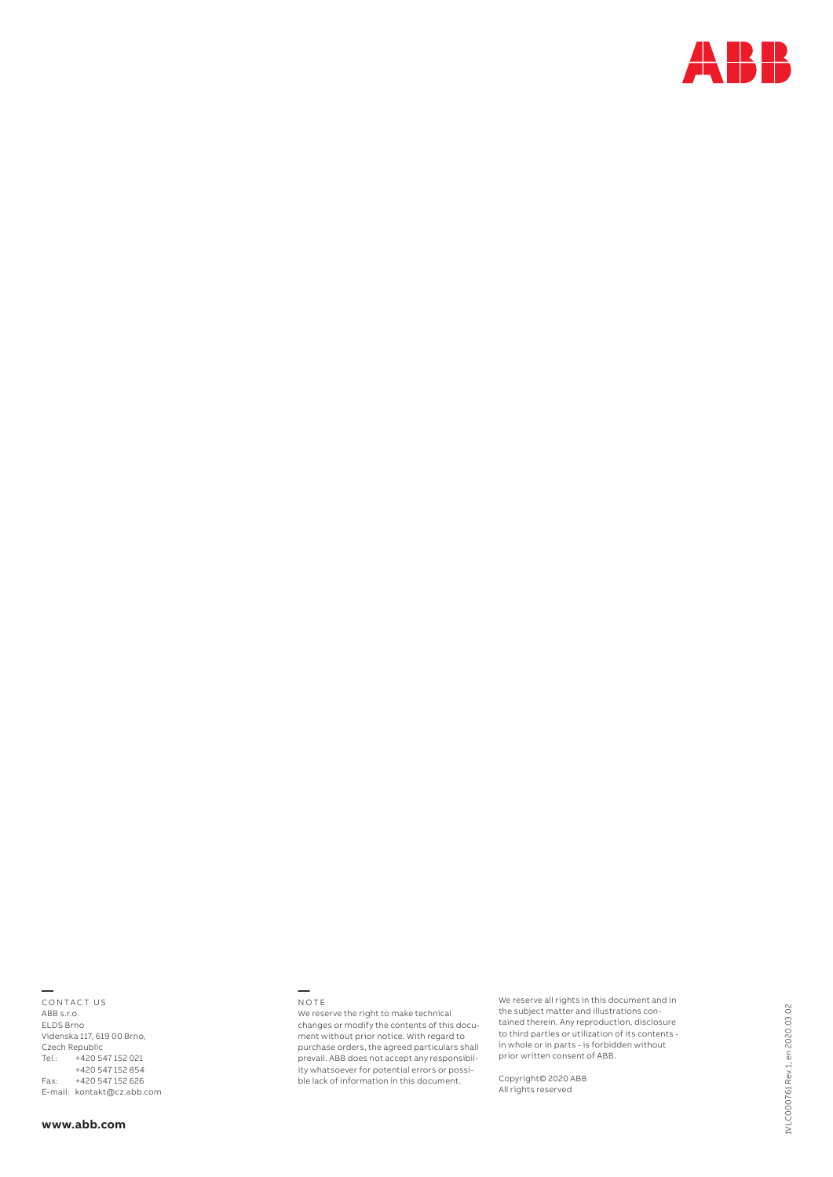CONTACT US

ABB s.r.o.
ELDS Brno
Videnska 117, 619 00 Brno,
Czech Republic
Tel.: +420 547 152 021
+420 547 152 854
Fax: +420 547 152 626
E-mail: kontakt@cz.abb.com

**www.abb.com**

NOTE

We reserve the right to make technical changes or modify the contents of this document without prior notice. With regard to purchase orders, the agreed particulars shall prevail. ABB does not accept any responsibility whatsoever for potential errors or possible lack of information in this document.

We reserve all rights in this document and in the subject matter and illustrations contained therein. Any reproduction, disclosure to third parties or utilization of its contents - in whole or in parts - is forbidden without prior written consent of ABB.

Copyright© 2020 ABB
All rights reserved

1VLC000761 Rev.1, en 2020.03.02